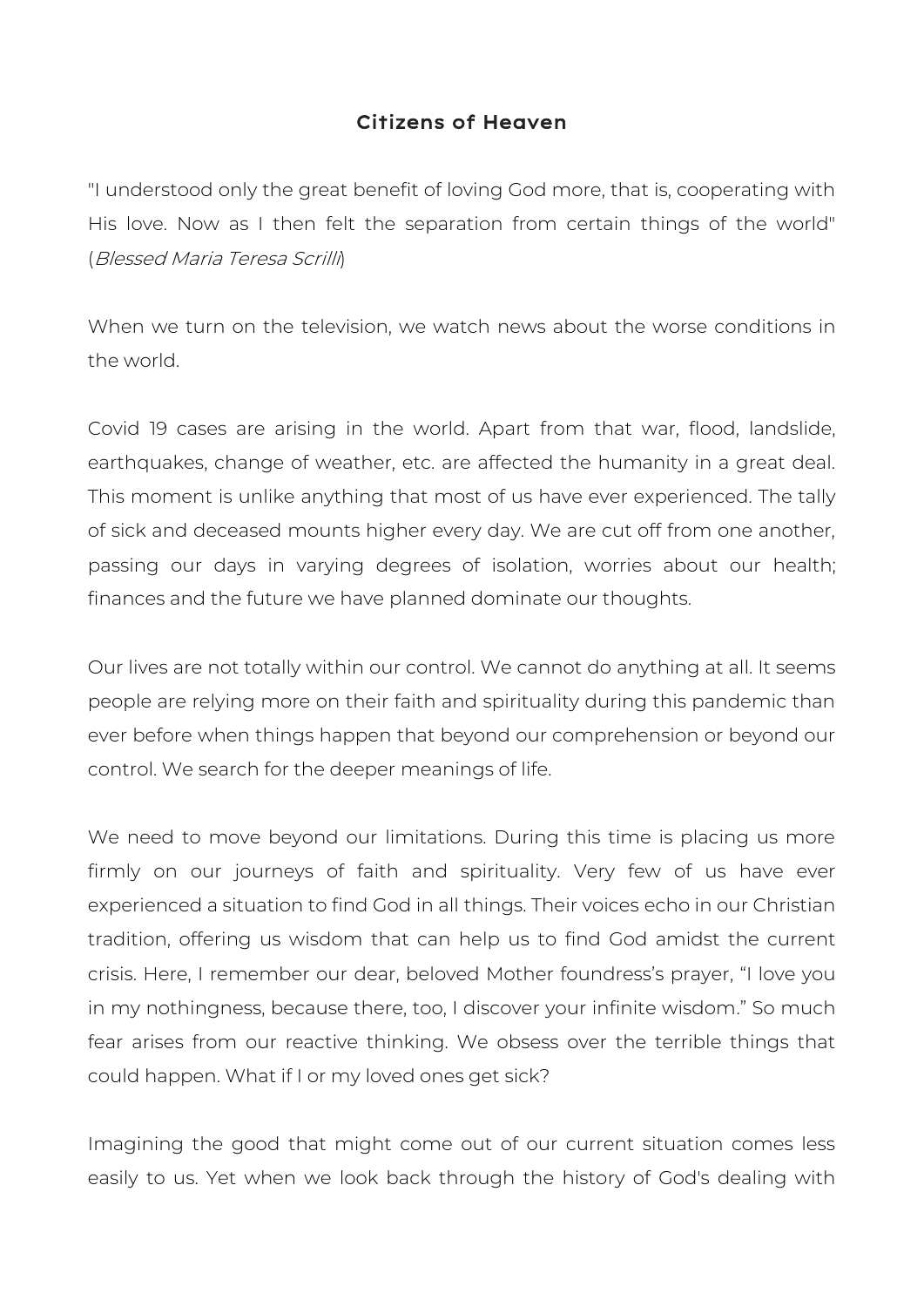## Citizens of Heaven

"I understood only the great benefit of loving God more, that is, cooperating with His love. Now as I then felt the separation from certain things of the world" (*Blessed Maria Teresa Scrilli*)

When we turn on the television, we watch news about the worse conditions in the world.

Covid 19 cases are arising in the world. Apart from that war, flood, landslide, earthquakes, change of weather, etc. are affected the humanity in a great deal. This moment is unlike anything that most of us have ever experienced. The tally of sick and deceased mounts higher every day. We are cut off from one another, passing our days in varying degrees of isolation, worries about our health; finances and the future we have planned dominate our thoughts.

Our lives are not totally within our control. We cannot do anything at all. It seems people are relying more on their faith and spirituality during this pandemic than ever before when things happen that beyond our comprehension or beyond our control. We search for the deeper meanings of life.

We need to move beyond our limitations. During this time is placing us more firmly on our journeys of faith and spirituality. Very few of us have ever experienced a situation to find God in all things. Their voices echo in our Christian tradition, offering us wisdom that can help us to find God amidst the current crisis. Here, I remember our dear, beloved Mother foundress's prayer, "I love you in my nothingness, because there, too, I discover your infinite wisdom." So much fear arises from our reactive thinking. We obsess over the terrible things that could happen. What if I or my loved ones get sick?

Imagining the good that might come out of our current situation comes less easily to us. Yet when we look back through the history of God's dealing with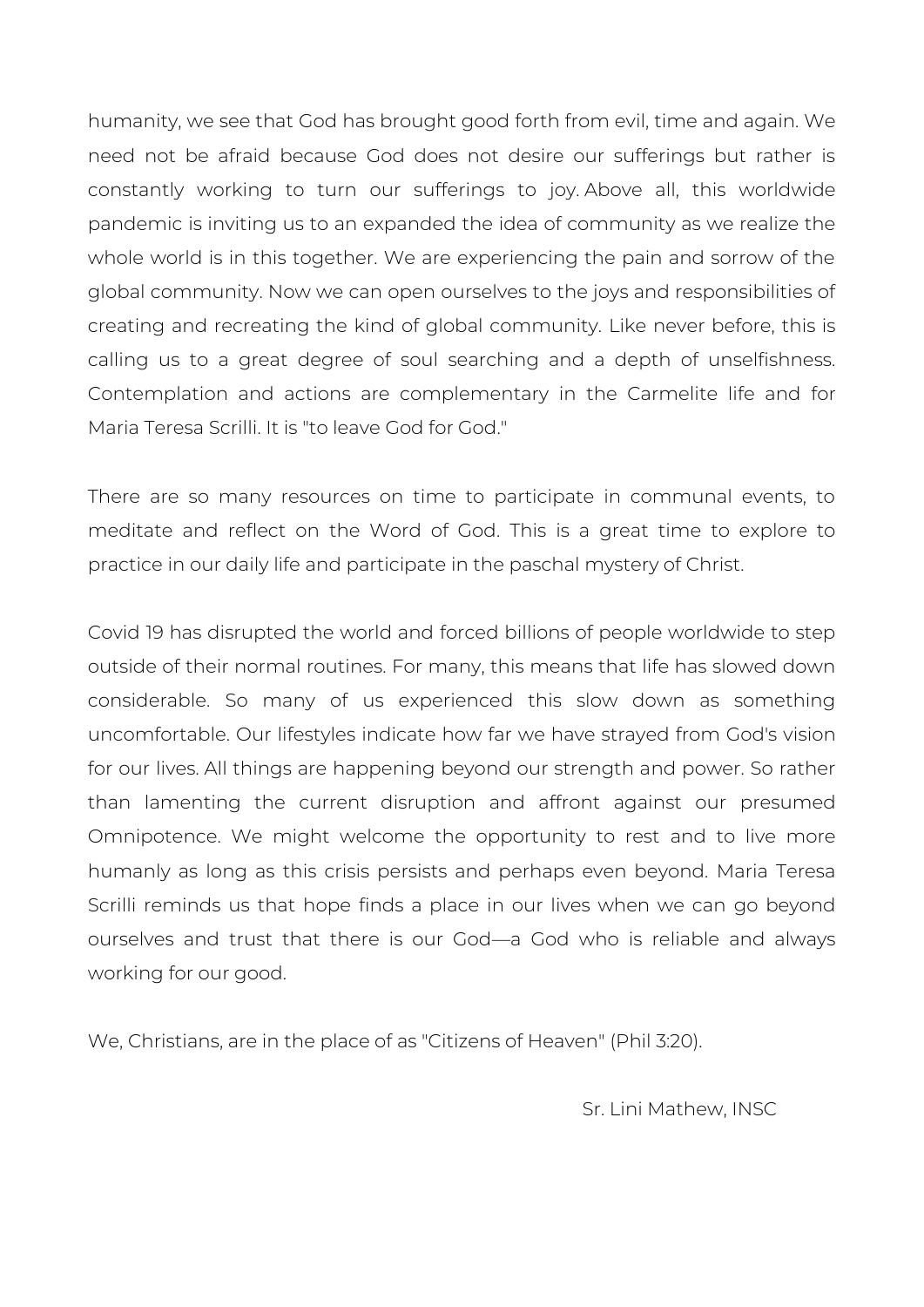humanity, we see that God has brought good forth from evil, time and again. We need not be afraid because God does not desire our sufferings but rather is constantly working to turn our sufferings to joy. Above all, this worldwide pandemic is inviting us to an expanded the idea of community as we realize the whole world is in this together. We are experiencing the pain and sorrow of the global community. Now we can open ourselves to the joys and responsibilities of creating and recreating the kind of global community. Like never before, this is calling us to a great degree of soul searching and a depth of unselfishness. Contemplation and actions are complementary in the Carmelite life and for Maria Teresa Scrilli. It is "to leave God for God."

There are so many resources on time to participate in communal events, to meditate and reflect on the Word of God. This is a great time to explore to practice in our daily life and participate in the paschal mystery of Christ.

Covid 19 has disrupted the world and forced billions of people worldwide to step outside of their normal routines. For many, this means that life has slowed down considerable. So many of us experienced this slow down as something uncomfortable. Our lifestyles indicate how far we have strayed from God's vision for our lives. All things are happening beyond our strength and power. So rather than lamenting the current disruption and affront against our presumed Omnipotence. We might welcome the opportunity to rest and to live more humanly as long as this crisis persists and perhaps even beyond. Maria Teresa Scrilli reminds us that hope finds a place in our lives when we can go beyond ourselves and trust that there is our God—a God who is reliable and always working for our good.

We, Christians, are in the place of as "Citizens of Heaven" (Phil 3:20).

Sr. Lini Mathew, INSC